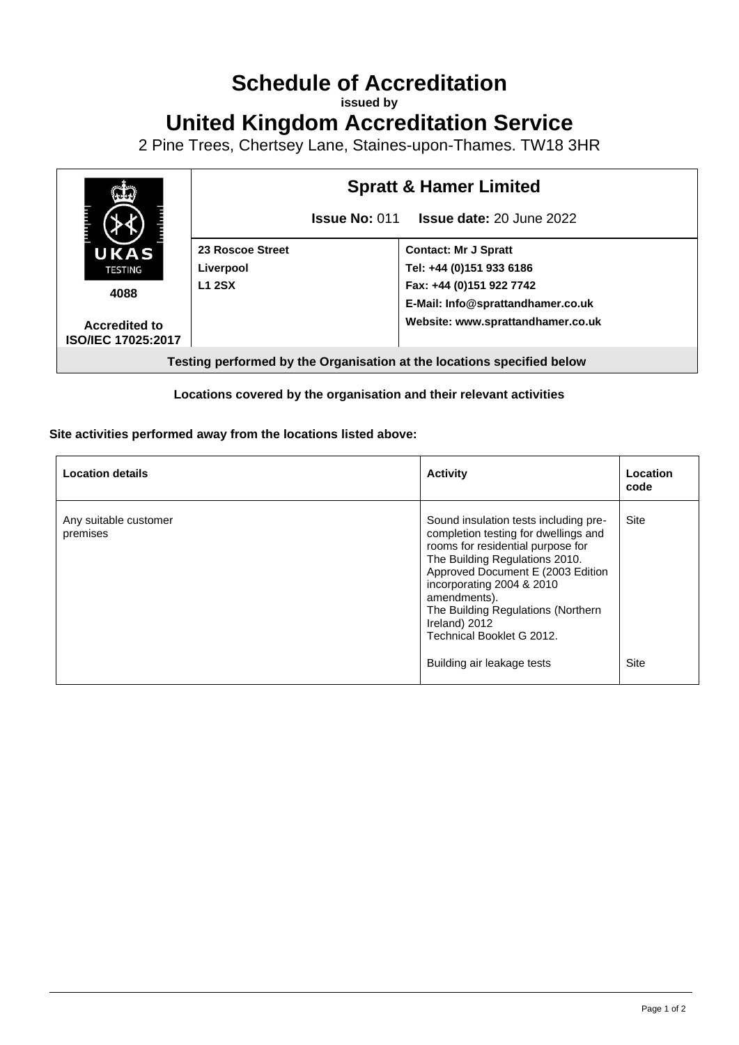# Schedule of Accreditation

**issued by**

# United Kingdom Accreditation Service

2 Pine Trees, Chertsey Lane, Staines-upon-Thames. TW18 3HR

| UKAS TESTING 4088 Accredited to ISO/IEC 17025:2017 | **Spratt & Hamer Limited** | |
|---|---|---|
| | **Issue No:** 011 **Issue date:** 20 June 2022 | |
| | **23 Roscoe Street** **Liverpool** **L1 2SX** | **Contact: Mr J Spratt** **Tel: +44 (0)151 933 6186** **Fax: +44 (0)151 922 7742** **E-Mail: Info@sprattandhamer.co.uk** **Website: www.sprattandhamer.co.uk** |

**Testing performed by the Organisation at the locations specified below**

**Locations covered by the organisation and their relevant activities**

**Site activities performed away from the locations listed above:**

| Location details | Activity | Location code |
|---|---|---|
| Any suitable customer premises | Sound insulation tests including pre-completion testing for dwellings and rooms for residential purpose for The Building Regulations 2010. Approved Document E (2003 Edition incorporating 2004 & 2010 amendments). The Building Regulations (Northern Ireland) 2012 Technical Booklet G 2012. | Site |
| | Building air leakage tests | Site |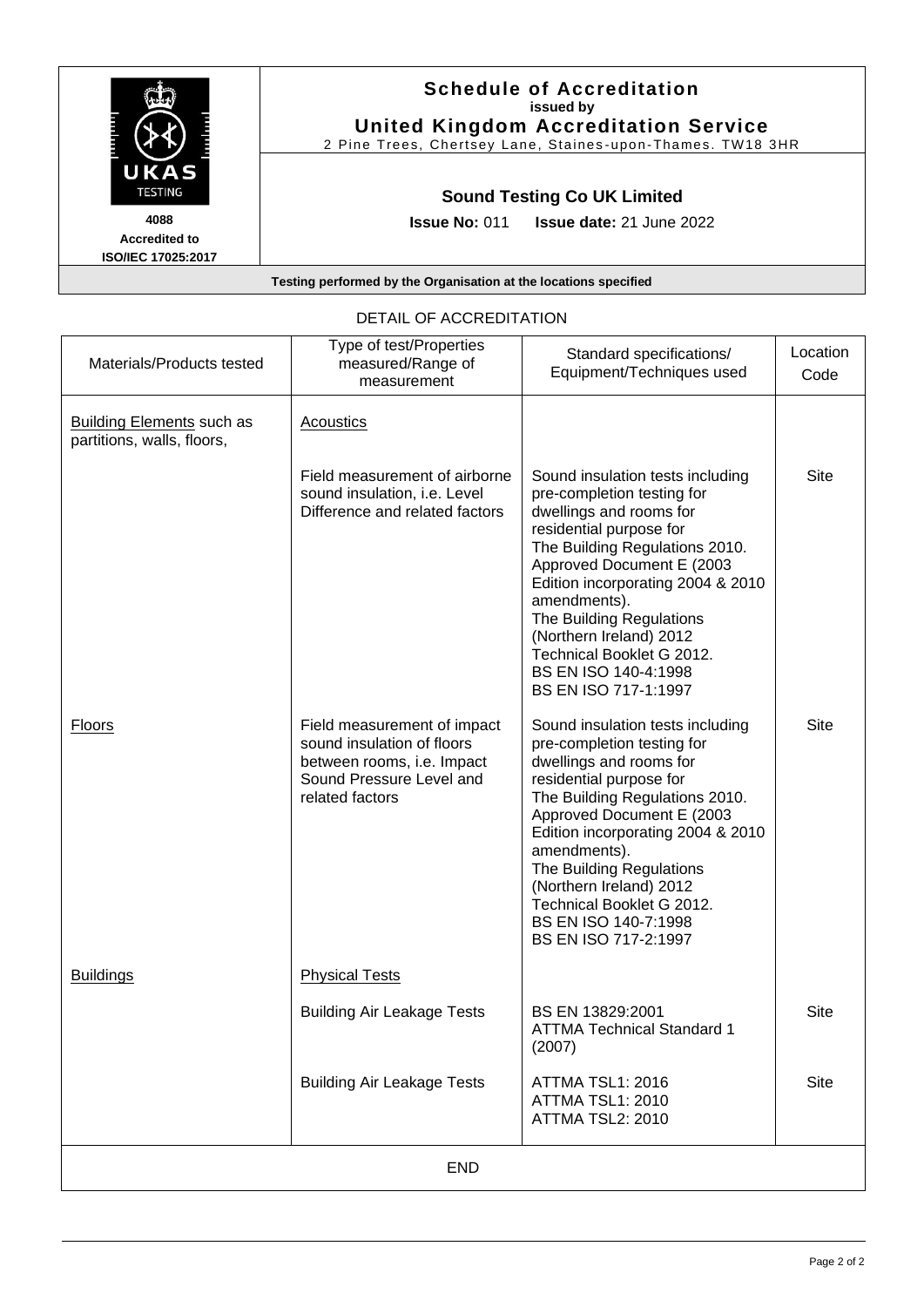UKAS TESTING

4088
Accredited to
ISO/IEC 17025:2017

**Schedule of Accreditation**
**issued by**
**United Kingdom Accreditation Service**
2 Pine Trees, Chertsey Lane, Staines-upon-Thames. TW18 3HR

**Sound Testing Co UK Limited**

**Issue No:** 011  **Issue date:** 21 June 2022

**Testing performed by the Organisation at the locations specified**

DETAIL OF ACCREDITATION

| Materials/Products tested | Type of test/Properties measured/Range of measurement | Standard specifications/ Equipment/Techniques used | Location Code |
|---|---|---|---|
| Building Elements such as partitions, walls, floors, | Acoustics | | |
| | Field measurement of airborne sound insulation, i.e. Level Difference and related factors | Sound insulation tests including pre-completion testing for dwellings and rooms for residential purpose for The Building Regulations 2010. Approved Document E (2003 Edition incorporating 2004 & 2010 amendments). The Building Regulations (Northern Ireland) 2012 Technical Booklet G 2012. BS EN ISO 140-4:1998 BS EN ISO 717-1:1997 | Site |
| Floors | Field measurement of impact sound insulation of floors between rooms, i.e. Impact Sound Pressure Level and related factors | Sound insulation tests including pre-completion testing for dwellings and rooms for residential purpose for The Building Regulations 2010. Approved Document E (2003 Edition incorporating 2004 & 2010 amendments). The Building Regulations (Northern Ireland) 2012 Technical Booklet G 2012. BS EN ISO 140-7:1998 BS EN ISO 717-2:1997 | Site |
| Buildings | Physical Tests | | |
| | Building Air Leakage Tests | BS EN 13829:2001 ATTMA Technical Standard 1 (2007) | Site |
| | Building Air Leakage Tests | ATTMA TSL1: 2016 ATTMA TSL1: 2010 ATTMA TSL2: 2010 | Site |

END